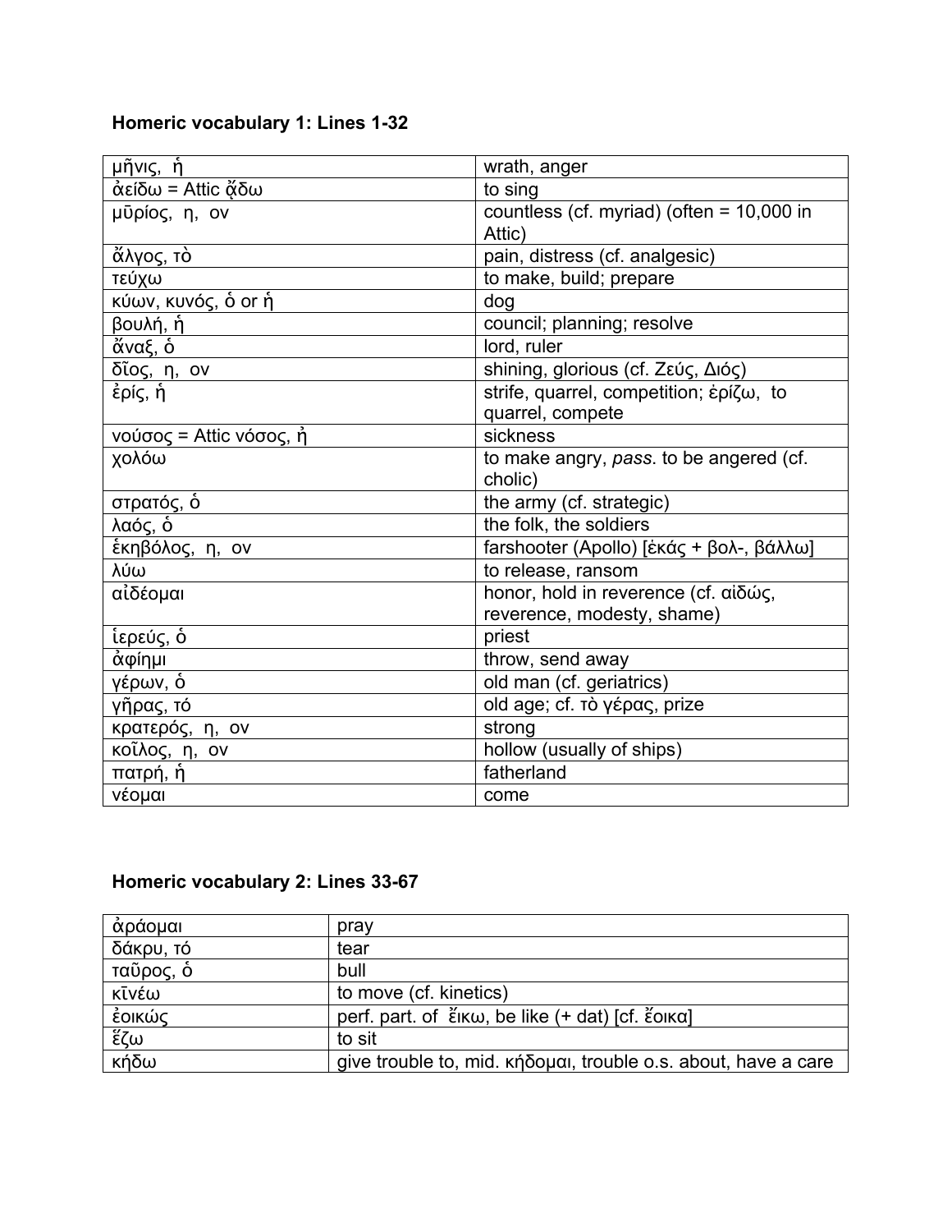### Homeric vocabulary 1: Lines 1-32

| | |
|---|---|
| μῆνις, ἡ | wrath, anger |
| ἀείδω = Attic ᾄδω | to sing |
| μῡρίος, η, ον | countless (cf. myriad) (often = 10,000 in Attic) |
| ἄλγος, τὸ | pain, distress (cf. analgesic) |
| τεύχω | to make, build; prepare |
| κύων, κυνός, ὁ or ἡ | dog |
| βουλή, ἡ | council; planning; resolve |
| ἄναξ, ὁ | lord, ruler |
| δῖος, η, ον | shining, glorious (cf. Ζεύς, Διός) |
| ἐρίς, ἡ | strife, quarrel, competition; ἐρίζω, to quarrel, compete |
| νούσος = Attic νόσος, ἡ | sickness |
| χολόω | to make angry, *pass.* to be angered (cf. cholic) |
| στρατός, ὁ | the army (cf. strategic) |
| λαός, ὁ | the folk, the soldiers |
| ἑκηβόλος, η, ον | farshooter (Apollo) [ἑκάς + βολ-, βάλλω] |
| λύω | to release, ransom |
| αἰδέομαι | honor, hold in reverence (cf. αἰδώς, reverence, modesty, shame) |
| ἱερεύς, ὁ | priest |
| ἀφίημι | throw, send away |
| γέρων, ὁ | old man (cf. geriatrics) |
| γῆρας, τό | old age; cf. τὸ γέρας, prize |
| κρατερός, η, ον | strong |
| κοῖλος, η, ον | hollow (usually of ships) |
| πατρή, ἡ | fatherland |
| νέομαι | come |

### Homeric vocabulary 2: Lines 33-67

| | |
|---|---|
| ἀράομαι | pray |
| δάκρυ, τό | tear |
| ταῦρος, ὁ | bull |
| κῑνέω | to move (cf. kinetics) |
| ἐοικώς | perf. part. of ἔικω, be like (+ dat) [cf. ἔοικα] |
| ἕζω | to sit |
| κήδω | give trouble to, mid. κήδομαι, trouble o.s. about, have a care |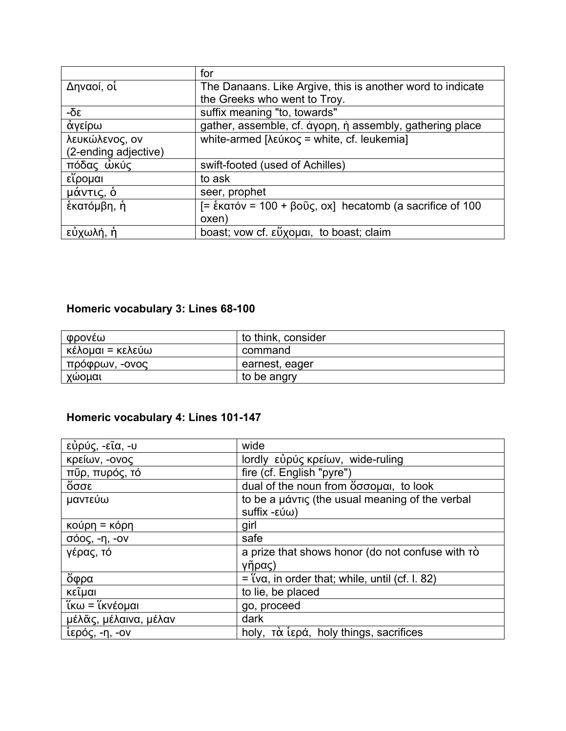| | for |
|---|---|
| Δηναοί, οἱ | The Danaans. Like Argive, this is another word to indicate the Greeks who went to Troy. |
| -δε | suffix meaning "to, towards" |
| ἀγείρω | gather, assemble, cf. ἀγορη, ἡ assembly, gathering place |
| λευκώλενος, ον (2-ending adjective) | white-armed [λεύκος = white, cf. leukemia] |
| πόδας ὠκύς | swift-footed (used of Achilles) |
| εἴρομαι | to ask |
| μάντις, ὁ | seer, prophet |
| ἑκατόμβη, ἡ | [= ἑκατόν = 100 + βοῦς, ox] hecatomb (a sacrifice of 100 oxen) |
| εὐχωλή, ἡ | boast; vow cf. εὔχομαι, to boast; claim |

### Homeric vocabulary 3: Lines 68-100

| φρονέω | to think, consider |
|---|---|
| κέλομαι = κελεύω | command |
| πρόφρων, -ονος | earnest, eager |
| χώομαι | to be angry |

### Homeric vocabulary 4: Lines 101-147

| εὐρύς, -εῖα, -υ | wide |
|---|---|
| κρείων, -ονος | lordly εὐρύς κρείων, wide-ruling |
| πῦρ, πυρός, τό | fire (cf. English "pyre") |
| ὄσσε | dual of the noun from ὄσσομαι, to look |
| μαντεύω | to be a μάντις (the usual meaning of the verbal suffix -εύω) |
| κούρη = κόρη | girl |
| σόος, -η, -ον | safe |
| γέρας, τό | a prize that shows honor (do not confuse with τὸ γῆρας) |
| ὄφρα | = ἵνα, in order that; while, until (cf. l. 82) |
| κεῖμαι | to lie, be placed |
| ἵκω = ἵκνέομαι | go, proceed |
| μέλᾱς, μέλαινα, μέλαν | dark |
| ἱερός, -η, -ον | holy, τὰ ἱερά, holy things, sacrifices |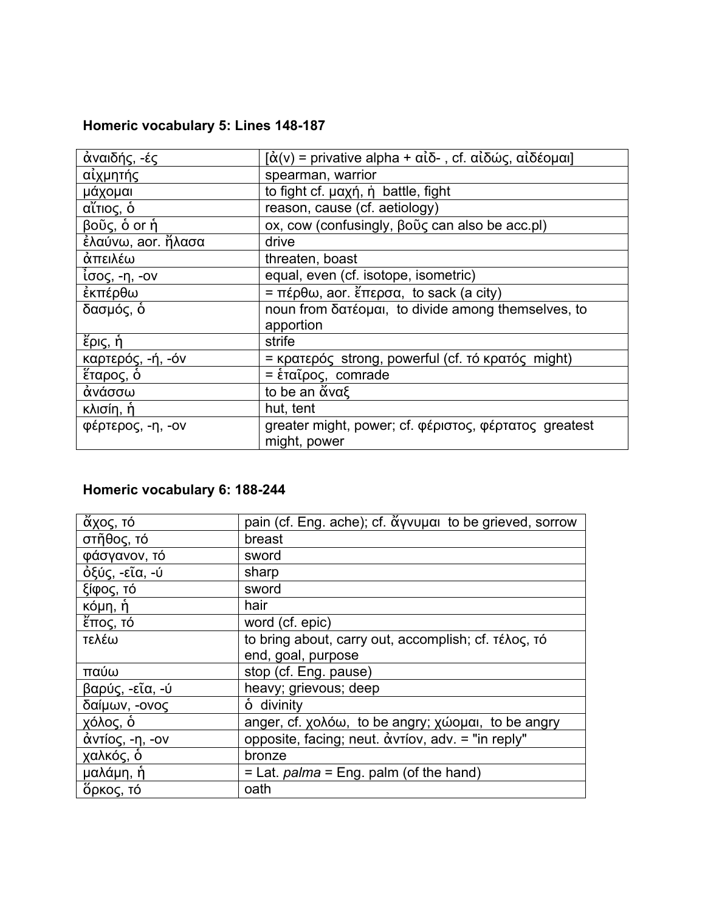**Homeric vocabulary 5: Lines 148-187**

| | |
|---|---|
| ἀναιδής, -ές | [ἀ(ν) = privative alpha + αἰδ- , cf. αἰδώς, αἰδέομαι] |
| αἰχμητής | spearman, warrior |
| μάχομαι | to fight cf. μαχή, ἡ battle, fight |
| αἴτιος, ὁ | reason, cause (cf. aetiology) |
| βοῦς, ὁ or ἡ | ox, cow (confusingly, βοῦς can also be acc.pl) |
| ἐλαύνω, aor. ἤλασα | drive |
| ἀπειλέω | threaten, boast |
| ἶσος, -η, -ον | equal, even (cf. isotope, isometric) |
| ἐκπέρθω | = πέρθω, aor. ἔπερσα, to sack (a city) |
| δασμός, ὁ | noun from δατέομαι, to divide among themselves, to apportion |
| ἔρις, ἡ | strife |
| καρτερός, -ή, -όν | = κρατερός strong, powerful (cf. τό κρατός might) |
| ἕταρος, ὁ | = ἑταῖρος, comrade |
| ἀνάσσω | to be an ἄναξ |
| κλισίη, ἡ | hut, tent |
| φέρτερος, -η, -ον | greater might, power; cf. φέριστος, φέρτατος greatest might, power |

**Homeric vocabulary 6: 188-244**

| | |
|---|---|
| ἄχος, τό | pain (cf. Eng. ache); cf. ἄγνυμαι to be grieved, sorrow |
| στῆθος, τό | breast |
| φάσγανον, τό | sword |
| ὀξύς, -εῖα, -ύ | sharp |
| ξίφος, τό | sword |
| κόμη, ἡ | hair |
| ἔπος, τό | word (cf. epic) |
| τελέω | to bring about, carry out, accomplish; cf. τέλος, τό end, goal, purpose |
| παύω | stop (cf. Eng. pause) |
| βαρύς, -εῖα, -ύ | heavy; grievous; deep |
| δαίμων, -ονος | ὁ divinity |
| χόλος, ὁ | anger, cf. χολόω, to be angry; χώομαι, to be angry |
| ἀντίος, -η, -ον | opposite, facing; neut. ἀντίον, adv. = "in reply" |
| χαλκός, ὁ | bronze |
| μαλάμη, ἡ | = Lat. *palma* = Eng. palm (of the hand) |
| ὅρκος, τό | oath |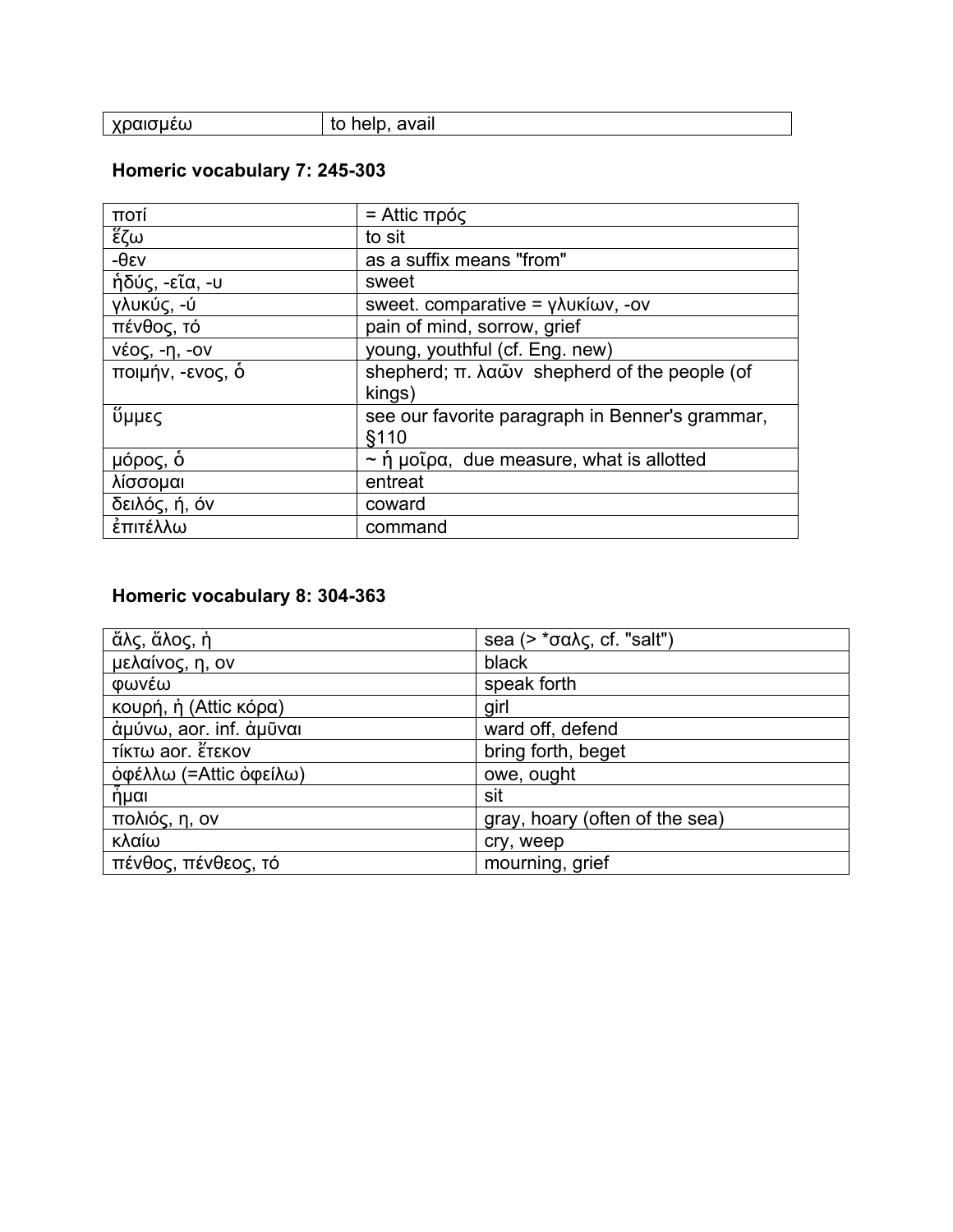| | |
|---|---|
| χραισμέω | to help, avail |

## Homeric vocabulary 7: 245-303

| | |
|---|---|
| ποτί | = Attic πρός |
| ἕζω | to sit |
| -θεν | as a suffix means "from" |
| ἡδύς, -εῖα, -υ | sweet |
| γλυκύς, -ύ | sweet. comparative = γλυκίων, -ον |
| πένθος, τό | pain of mind, sorrow, grief |
| νέος, -η, -ον | young, youthful (cf. Eng. new) |
| ποιμήν, -ενος, ὁ | shepherd; π. λαῶν shepherd of the people (of kings) |
| ὔμμες | see our favorite paragraph in Benner's grammar, §110 |
| μόρος, ὁ | ~ ἡ μοῖρα, due measure, what is allotted |
| λίσσομαι | entreat |
| δειλός, ή, όν | coward |
| ἐπιτέλλω | command |

## Homeric vocabulary 8: 304-363

| | |
|---|---|
| ἅλς, ἅλος, ἡ | sea (> *σαλς, cf. "salt") |
| μελαίνος, η, ον | black |
| φωνέω | speak forth |
| κουρή, ἡ (Attic κόρα) | girl |
| ἀμύνω, aor. inf. ἀμῦναι | ward off, defend |
| τίκτω aor. ἔτεκον | bring forth, beget |
| ὀφέλλω (=Attic ὀφείλω) | owe, ought |
| ἧμαι | sit |
| πολιός, η, ον | gray, hoary (often of the sea) |
| κλαίω | cry, weep |
| πένθος, πένθεος, τό | mourning, grief |